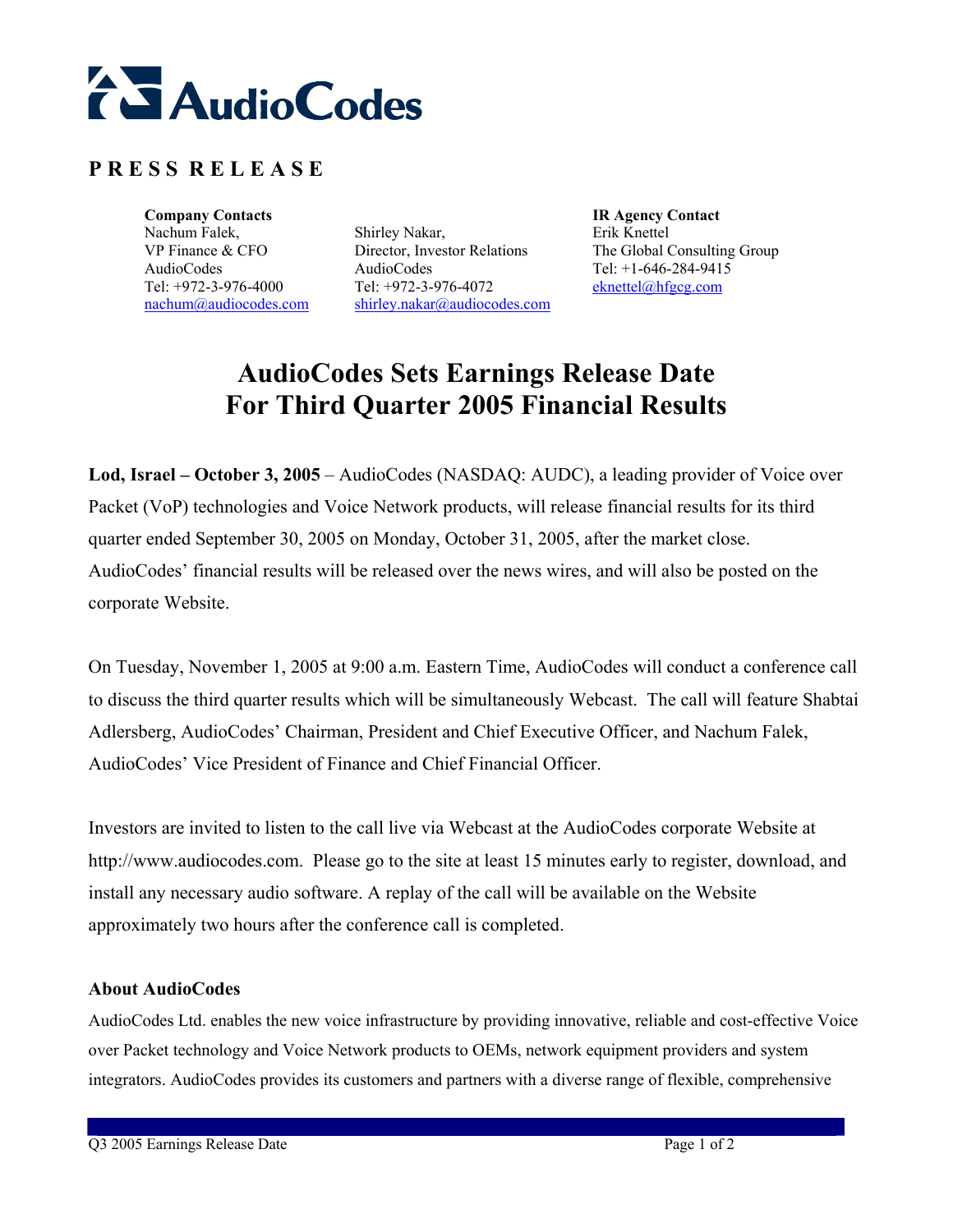# AudioCodes

**PRESS RELEASE**

| **Company Contacts** | | **IR Agency Contact** |
|---|---|---|
| Nachum Falek, | Shirley Nakar, | Erik Knettel |
| VP Finance & CFO | Director, Investor Relations | The Global Consulting Group |
| AudioCodes | AudioCodes | Tel: +1-646-284-9415 |
| Tel: +972-3-976-4000 | Tel: +972-3-976-4072 | eknettel@hfgcg.com |
| nachum@audiocodes.com | shirley.nakar@audiocodes.com | |

# AudioCodes Sets Earnings Release Date For Third Quarter 2005 Financial Results

**Lod, Israel – October 3, 2005** – AudioCodes (NASDAQ: AUDC), a leading provider of Voice over Packet (VoP) technologies and Voice Network products, will release financial results for its third quarter ended September 30, 2005 on Monday, October 31, 2005, after the market close. AudioCodes' financial results will be released over the news wires, and will also be posted on the corporate Website.

On Tuesday, November 1, 2005 at 9:00 a.m. Eastern Time, AudioCodes will conduct a conference call to discuss the third quarter results which will be simultaneously Webcast. The call will feature Shabtai Adlersberg, AudioCodes' Chairman, President and Chief Executive Officer, and Nachum Falek, AudioCodes' Vice President of Finance and Chief Financial Officer.

Investors are invited to listen to the call live via Webcast at the AudioCodes corporate Website at http://www.audiocodes.com. Please go to the site at least 15 minutes early to register, download, and install any necessary audio software. A replay of the call will be available on the Website approximately two hours after the conference call is completed.

**About AudioCodes**

AudioCodes Ltd. enables the new voice infrastructure by providing innovative, reliable and cost-effective Voice over Packet technology and Voice Network products to OEMs, network equipment providers and system integrators. AudioCodes provides its customers and partners with a diverse range of flexible, comprehensive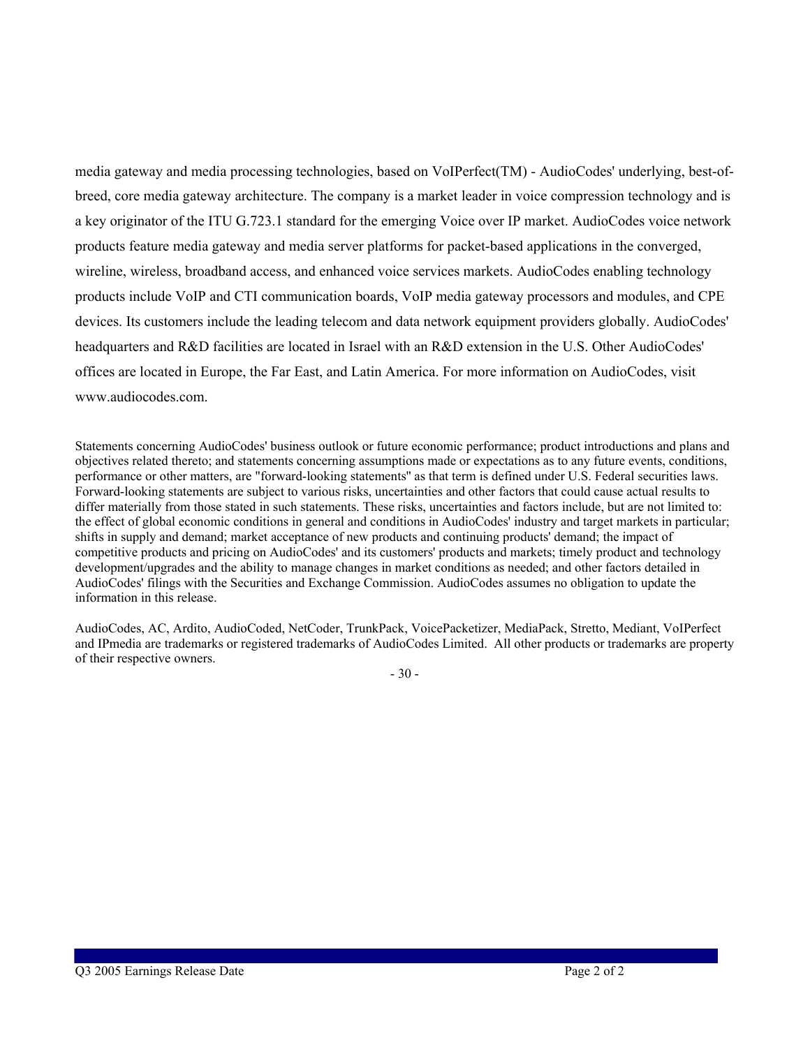media gateway and media processing technologies, based on VoIPerfect(TM) - AudioCodes' underlying, best-of-breed, core media gateway architecture. The company is a market leader in voice compression technology and is a key originator of the ITU G.723.1 standard for the emerging Voice over IP market. AudioCodes voice network products feature media gateway and media server platforms for packet-based applications in the converged, wireline, wireless, broadband access, and enhanced voice services markets. AudioCodes enabling technology products include VoIP and CTI communication boards, VoIP media gateway processors and modules, and CPE devices. Its customers include the leading telecom and data network equipment providers globally. AudioCodes' headquarters and R&D facilities are located in Israel with an R&D extension in the U.S. Other AudioCodes' offices are located in Europe, the Far East, and Latin America. For more information on AudioCodes, visit www.audiocodes.com.

Statements concerning AudioCodes' business outlook or future economic performance; product introductions and plans and objectives related thereto; and statements concerning assumptions made or expectations as to any future events, conditions, performance or other matters, are "forward-looking statements" as that term is defined under U.S. Federal securities laws. Forward-looking statements are subject to various risks, uncertainties and other factors that could cause actual results to differ materially from those stated in such statements. These risks, uncertainties and factors include, but are not limited to: the effect of global economic conditions in general and conditions in AudioCodes' industry and target markets in particular; shifts in supply and demand; market acceptance of new products and continuing products' demand; the impact of competitive products and pricing on AudioCodes' and its customers' products and markets; timely product and technology development/upgrades and the ability to manage changes in market conditions as needed; and other factors detailed in AudioCodes' filings with the Securities and Exchange Commission. AudioCodes assumes no obligation to update the information in this release.

AudioCodes, AC, Ardito, AudioCoded, NetCoder, TrunkPack, VoicePacketizer, MediaPack, Stretto, Mediant, VoIPerfect and IPmedia are trademarks or registered trademarks of AudioCodes Limited. All other products or trademarks are property of their respective owners.

- 30 -